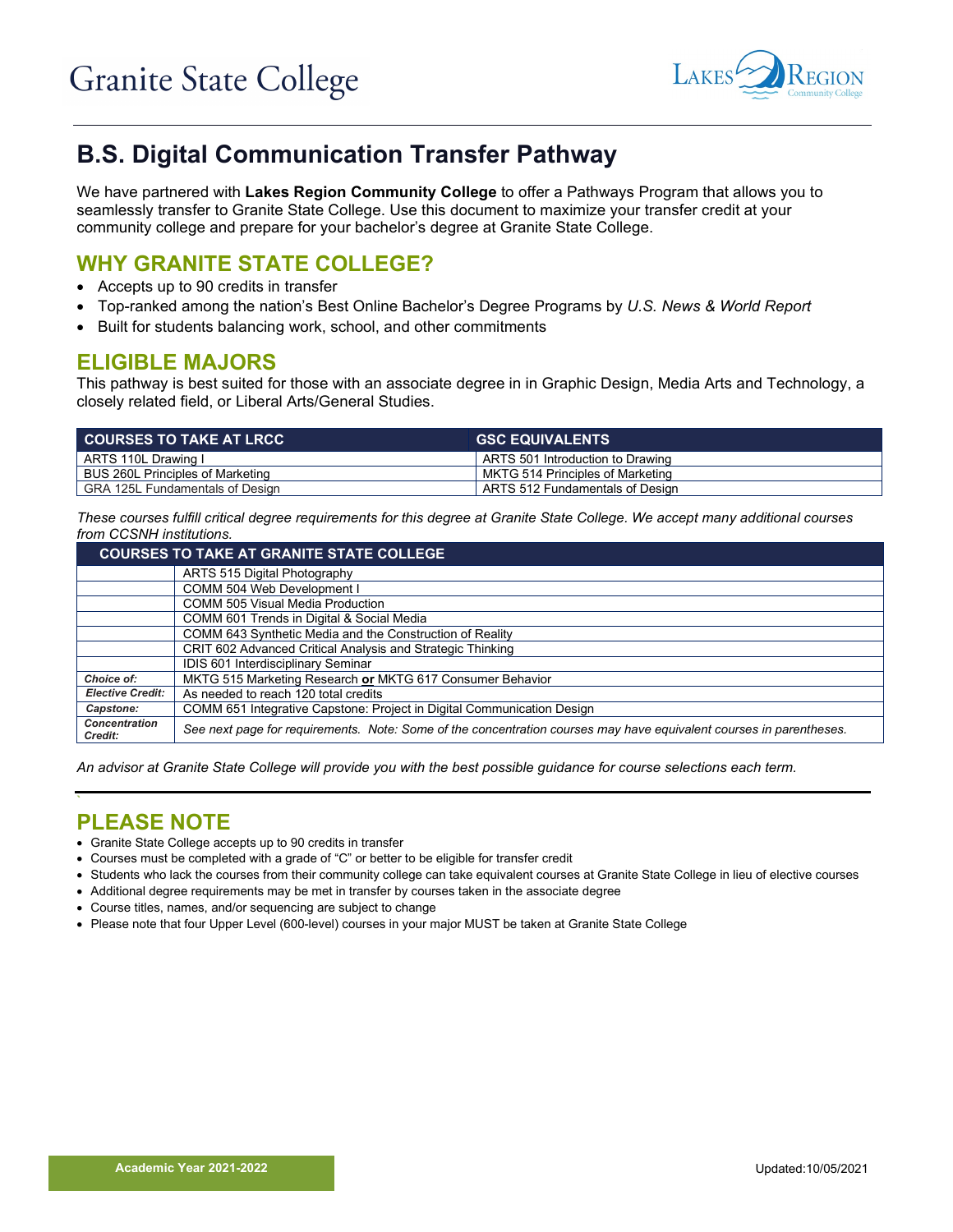Granite State College

Lakes Region Community College

# B.S. Digital Communication Transfer Pathway

We have partnered with **Lakes Region Community College** to offer a Pathways Program that allows you to seamlessly transfer to Granite State College. Use this document to maximize your transfer credit at your community college and prepare for your bachelor's degree at Granite State College.

## WHY GRANITE STATE COLLEGE?

- Accepts up to 90 credits in transfer
- Top-ranked among the nation's Best Online Bachelor's Degree Programs by *U.S. News & World Report*
- Built for students balancing work, school, and other commitments

## ELIGIBLE MAJORS

This pathway is best suited for those with an associate degree in in Graphic Design, Media Arts and Technology, a closely related field, or Liberal Arts/General Studies.

| COURSES TO TAKE AT LRCC | GSC EQUIVALENTS |
|---|---|
| ARTS 110L Drawing I | ARTS 501 Introduction to Drawing |
| BUS 260L Principles of Marketing | MKTG 514 Principles of Marketing |
| GRA 125L Fundamentals of Design | ARTS 512 Fundamentals of Design |

*These courses fulfill critical degree requirements for this degree at Granite State College. We accept many additional courses from CCSNH institutions.*

| COURSES TO TAKE AT GRANITE STATE COLLEGE | |
|---|---|
| | ARTS 515 Digital Photography |
| | COMM 504 Web Development I |
| | COMM 505 Visual Media Production |
| | COMM 601 Trends in Digital & Social Media |
| | COMM 643 Synthetic Media and the Construction of Reality |
| | CRIT 602 Advanced Critical Analysis and Strategic Thinking |
| | IDIS 601 Interdisciplinary Seminar |
| ***Choice of:*** | MKTG 515 Marketing Research **or** MKTG 617 Consumer Behavior |
| ***Elective Credit:*** | As needed to reach 120 total credits |
| ***Capstone:*** | COMM 651 Integrative Capstone: Project in Digital Communication Design |
| ***Concentration Credit:*** | *See next page for requirements. Note: Some of the concentration courses may have equivalent courses in parentheses.* |

*An advisor at Granite State College will provide you with the best possible guidance for course selections each term.*

## PLEASE NOTE

- Granite State College accepts up to 90 credits in transfer
- Courses must be completed with a grade of "C" or better to be eligible for transfer credit
- Students who lack the courses from their community college can take equivalent courses at Granite State College in lieu of elective courses
- Additional degree requirements may be met in transfer by courses taken in the associate degree
- Course titles, names, and/or sequencing are subject to change
- Please note that four Upper Level (600-level) courses in your major MUST be taken at Granite State College

Academic Year 2021-2022

Updated:10/05/2021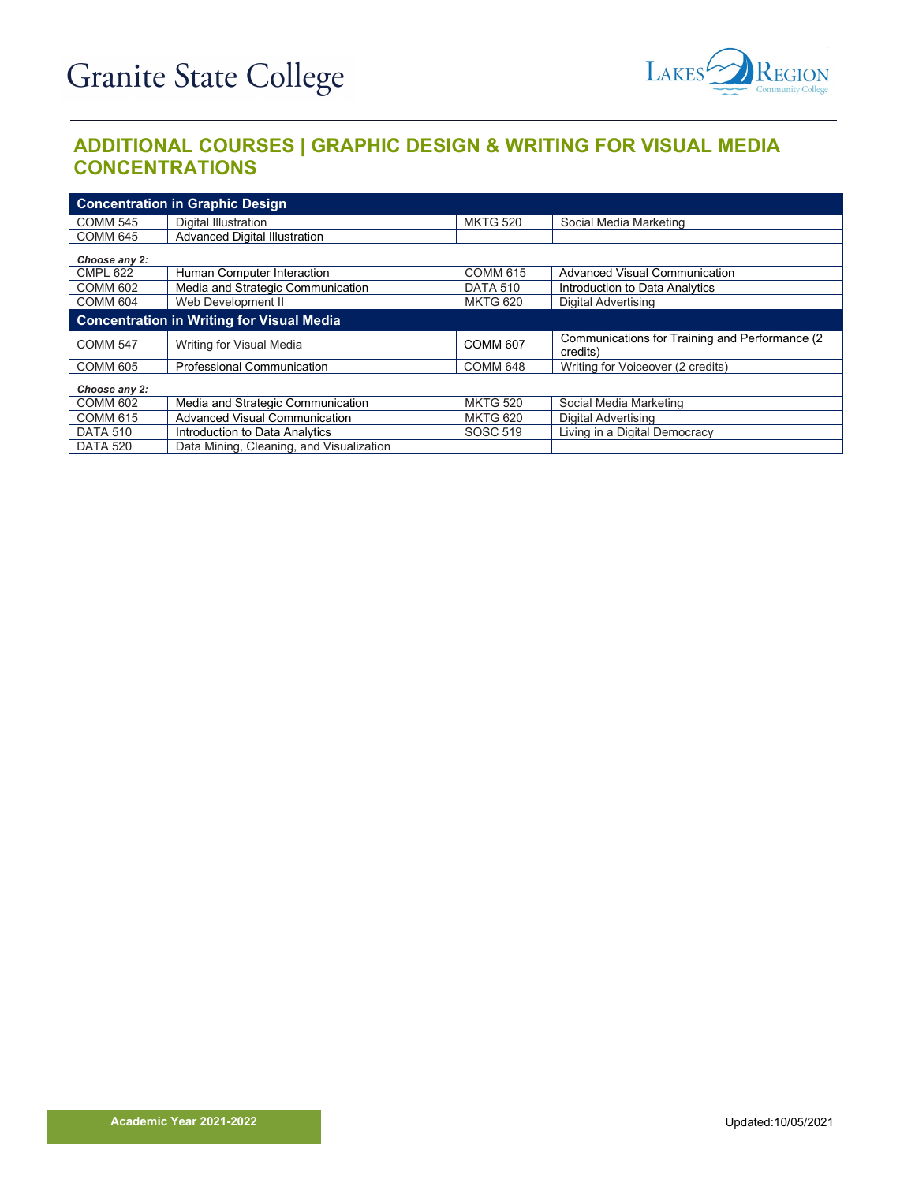Granite State College

Lakes Region Community College

## ADDITIONAL COURSES | GRAPHIC DESIGN & WRITING FOR VISUAL MEDIA CONCENTRATIONS

| **Concentration in Graphic Design** | | | |
|---|---|---|---|
| COMM 545 | Digital Illustration | MKTG 520 | Social Media Marketing |
| COMM 645 | Advanced Digital Illustration | | |
| ***Choose any 2:*** | | | |
| CMPL 622 | Human Computer Interaction | COMM 615 | Advanced Visual Communication |
| COMM 602 | Media and Strategic Communication | DATA 510 | Introduction to Data Analytics |
| COMM 604 | Web Development II | MKTG 620 | Digital Advertising |

| **Concentration in Writing for Visual Media** | | | |
|---|---|---|---|
| COMM 547 | Writing for Visual Media | COMM 607 | Communications for Training and Performance (2 credits) |
| COMM 605 | Professional Communication | COMM 648 | Writing for Voiceover (2 credits) |
| ***Choose any 2:*** | | | |
| COMM 602 | Media and Strategic Communication | MKTG 520 | Social Media Marketing |
| COMM 615 | Advanced Visual Communication | MKTG 620 | Digital Advertising |
| DATA 510 | Introduction to Data Analytics | SOSC 519 | Living in a Digital Democracy |
| DATA 520 | Data Mining, Cleaning, and Visualization | | |

Academic Year 2021-2022

Updated:10/05/2021